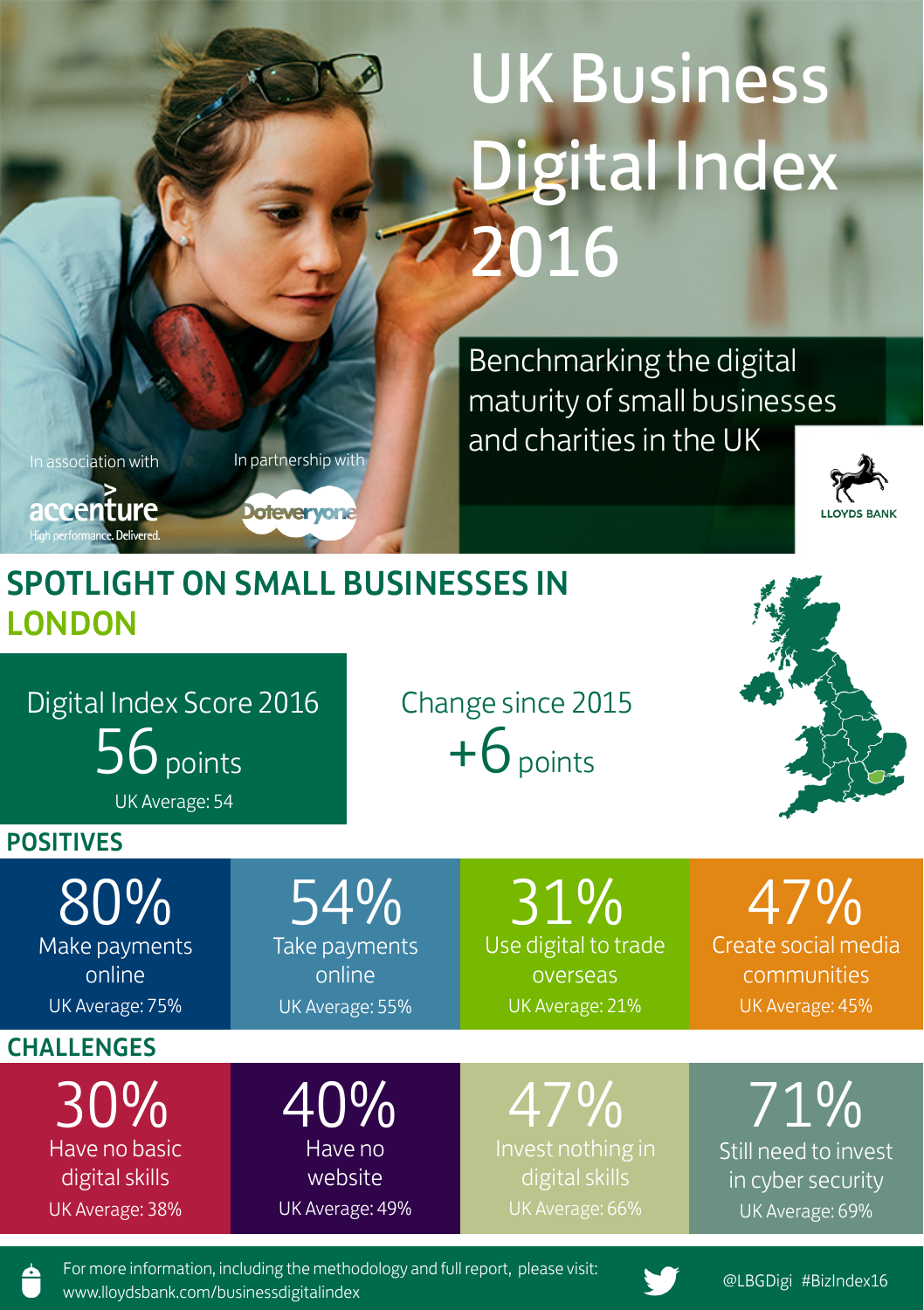# UK Business Digital Index 2016

Benchmarking the digital maturity of small businesses and charities in the UK

In association with accenture High performance. Delivered.

In partnership with Doteveryone

LLOYDS BANK

## SPOTLIGHT ON SMALL BUSINESSES IN LONDON

**Digital Index Score 2016**
56 points
UK Average: 54

**Change since 2015**
+6 points

### POSITIVES

| 80% | 54% | 31% | 47% |
|---|---|---|---|
| Make payments online | Take payments online | Use digital to trade overseas | Create social media communities |
| UK Average: 75% | UK Average: 55% | UK Average: 21% | UK Average: 45% |

### CHALLENGES

| 30% | 40% | 47% | 71% |
|---|---|---|---|
| Have no basic digital skills | Have no website | Invest nothing in digital skills | Still need to invest in cyber security |
| UK Average: 38% | UK Average: 49% | UK Average: 66% | UK Average: 69% |

For more information, including the methodology and full report, please visit: www.lloydsbank.com/businessdigitalindex

@LBGDigi #BizIndex16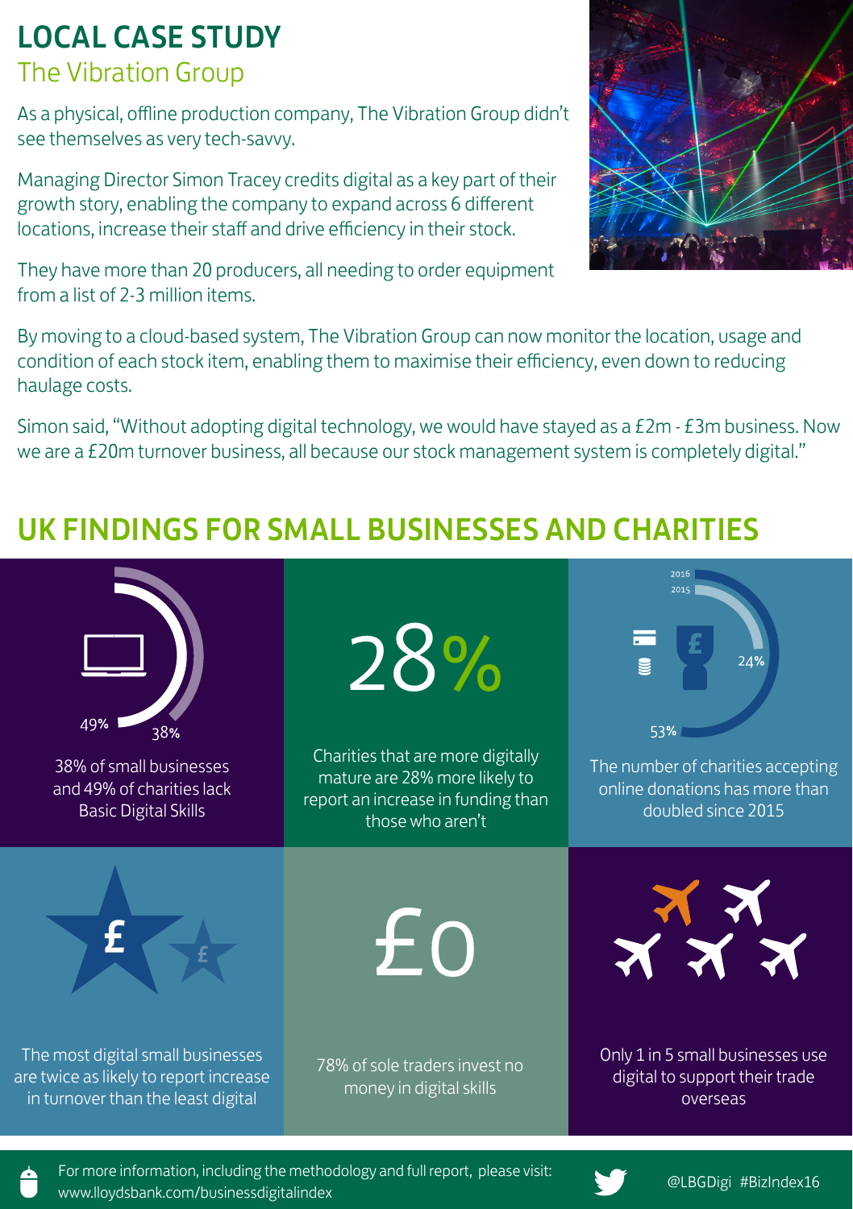# LOCAL CASE STUDY

## The Vibration Group

As a physical, offline production company, The Vibration Group didn't see themselves as very tech-savvy.

Managing Director Simon Tracey credits digital as a key part of their growth story, enabling the company to expand across 6 different locations, increase their staff and drive efficiency in their stock.

They have more than 20 producers, all needing to order equipment from a list of 2-3 million items.

By moving to a cloud-based system, The Vibration Group can now monitor the location, usage and condition of each stock item, enabling them to maximise their efficiency, even down to reducing haulage costs.

Simon said, "Without adopting digital technology, we would have stayed as a £2m - £3m business. Now we are a £20m turnover business, all because our stock management system is completely digital."

# UK FINDINGS FOR SMALL BUSINESSES AND CHARITIES

49%
38%

38% of small businesses and 49% of charities lack Basic Digital Skills

28%

Charities that are more digitally mature are 28% more likely to report an increase in funding than those who aren't

2016
2015
24%
53%

The number of charities accepting online donations has more than doubled since 2015

The most digital small businesses are twice as likely to report increase in turnover than the least digital

£0

78% of sole traders invest no money in digital skills

Only 1 in 5 small businesses use digital to support their trade overseas

For more information, including the methodology and full report, please visit: www.lloydsbank.com/businessdigitalindex

@LBGDigi #BizIndex16